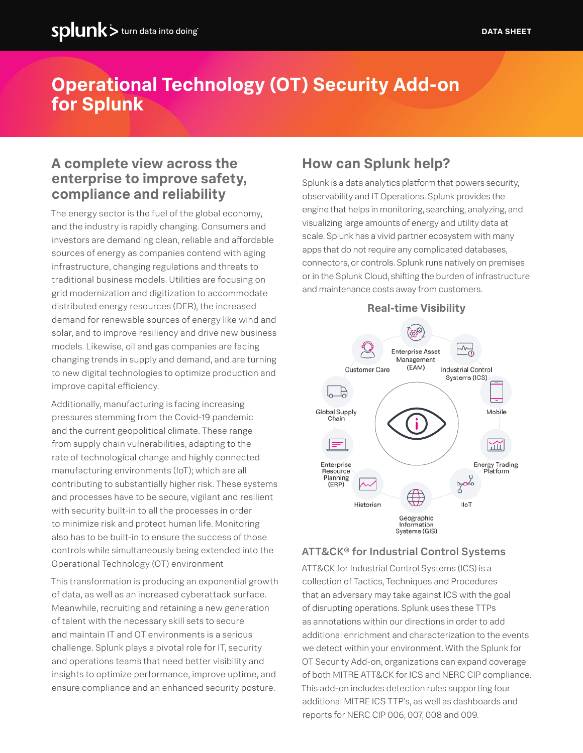# Operational Technology (OT) Security Add-on for Splunk

## A complete view across the enterprise to improve safety, compliance and reliability

The energy sector is the fuel of the global economy, and the industry is rapidly changing. Consumers and investors are demanding clean, reliable and affordable sources of energy as companies contend with aging infrastructure, changing regulations and threats to traditional business models. Utilities are focusing on grid modernization and digitization to accommodate distributed energy resources (DER), the increased demand for renewable sources of energy like wind and solar, and to improve resiliency and drive new business models. Likewise, oil and gas companies are facing changing trends in supply and demand, and are turning to new digital technologies to optimize production and improve capital efficiency.

Additionally, manufacturing is facing increasing pressures stemming from the Covid-19 pandemic and the current geopolitical climate. These range from supply chain vulnerabilities, adapting to the rate of technological change and highly connected manufacturing environments (IoT); which are all contributing to substantially higher risk. These systems and processes have to be secure, vigilant and resilient with security built-in to all the processes in order to minimize risk and protect human life. Monitoring also has to be built-in to ensure the success of those controls while simultaneously being extended into the Operational Technology (OT) environment

This transformation is producing an exponential growth of data, as well as an increased cyberattack surface. Meanwhile, recruiting and retaining a new generation of talent with the necessary skill sets to secure and maintain IT and OT environments is a serious challenge. Splunk plays a pivotal role for IT, security and operations teams that need better visibility and insights to optimize performance, improve uptime, and ensure compliance and an enhanced security posture.

## How can Splunk help?

Splunk is a data analytics platform that powers security, observability and IT Operations. Splunk provides the engine that helps in monitoring, searching, analyzing, and visualizing large amounts of energy and utility data at scale. Splunk has a vivid partner ecosystem with many apps that do not require any complicated databases, connectors, or controls. Splunk runs natively on premises or in the Splunk Cloud, shifting the burden of infrastructure and maintenance costs away from customers.

**Real-time Visibility**

Enterprise Asset Management (EAM) · Industrial Control Systems (ICS) · Mobile · Energy Trading Platform · IIoT · Geographic Information Systems (GIS) · Historian · Enterprise Resource Planning (ERP) · Global Supply Chain · Customer Care

### ATT&CK® for Industrial Control Systems

ATT&CK for Industrial Control Systems (ICS) is a collection of Tactics, Techniques and Procedures that an adversary may take against ICS with the goal of disrupting operations. Splunk uses these TTPs as annotations within our directions in order to add additional enrichment and characterization to the events we detect within your environment. With the Splunk for OT Security Add-on, organizations can expand coverage of both MITRE ATT&CK for ICS and NERC CIP compliance. This add-on includes detection rules supporting four additional MITRE ICS TTP's, as well as dashboards and reports for NERC CIP 006, 007, 008 and 009.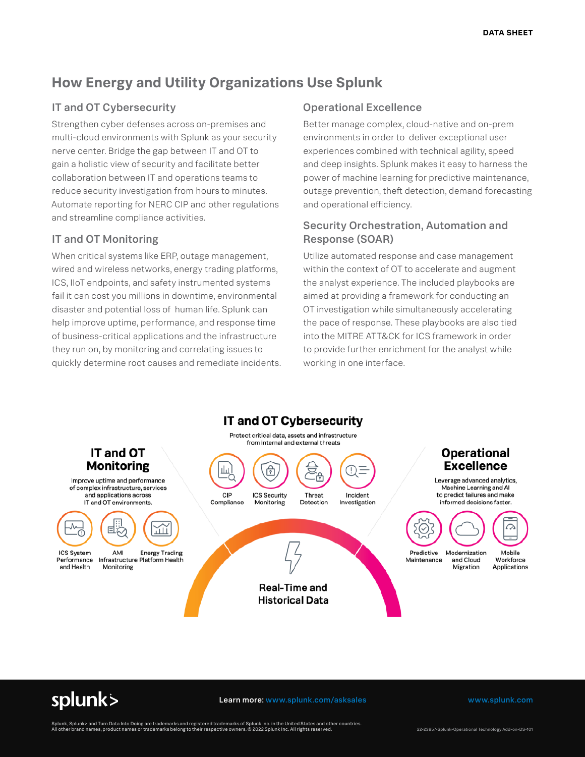## How Energy and Utility Organizations Use Splunk

### IT and OT Cybersecurity

Strengthen cyber defenses across on-premises and multi-cloud environments with Splunk as your security nerve center. Bridge the gap between IT and OT to gain a holistic view of security and facilitate better collaboration between IT and operations teams to reduce security investigation from hours to minutes. Automate reporting for NERC CIP and other regulations and streamline compliance activities.

### IT and OT Monitoring

When critical systems like ERP, outage management, wired and wireless networks, energy trading platforms, ICS, IIoT endpoints, and safety instrumented systems fail it can cost you millions in downtime, environmental disaster and potential loss of human life. Splunk can help improve uptime, performance, and response time of business-critical applications and the infrastructure they run on, by monitoring and correlating issues to quickly determine root causes and remediate incidents.

### Operational Excellence

Better manage complex, cloud-native and on-prem environments in order to deliver exceptional user experiences combined with technical agility, speed and deep insights. Splunk makes it easy to harness the power of machine learning for predictive maintenance, outage prevention, theft detection, demand forecasting and operational efficiency.

### Security Orchestration, Automation and Response (SOAR)

Utilize automated response and case management within the context of OT to accelerate and augment the analyst experience. The included playbooks are aimed at providing a framework for conducting an OT investigation while simultaneously accelerating the pace of response. These playbooks are also tied into the MITRE ATT&CK for ICS framework in order to provide further enrichment for the analyst while working in one interface.

**IT and OT Monitoring**

Improve uptime and performance of complex infrastructure, services and applications across IT and OT environments.

ICS System Performance and Health

AMI Infrastructure Monitoring

Energy Trading Platform Health

**IT and OT Cybersecurity**

Protect critical data, assets and infrastructure from internal and external threats

CIP Compliance

ICS Security Monitoring

Threat Detection

Incident Investigation

**Operational Excellence**

Leverage advanced analytics, Machine Learning and AI to predict failures and make informed decisions faster.

Predictive Maintenance

Modernization and Cloud Migration

Mobile Workforce Applications

**Real-Time and Historical Data**

Learn more: www.splunk.com/asksales

www.splunk.com

Splunk, Splunk> and Turn Data Into Doing are trademarks and registered trademarks of Splunk Inc. in the United States and other countries. All other brand names, product names or trademarks belong to their respective owners. © 2022 Splunk Inc. All rights reserved.

22-23857-Splunk-Operational Technology Add-on-DS-101